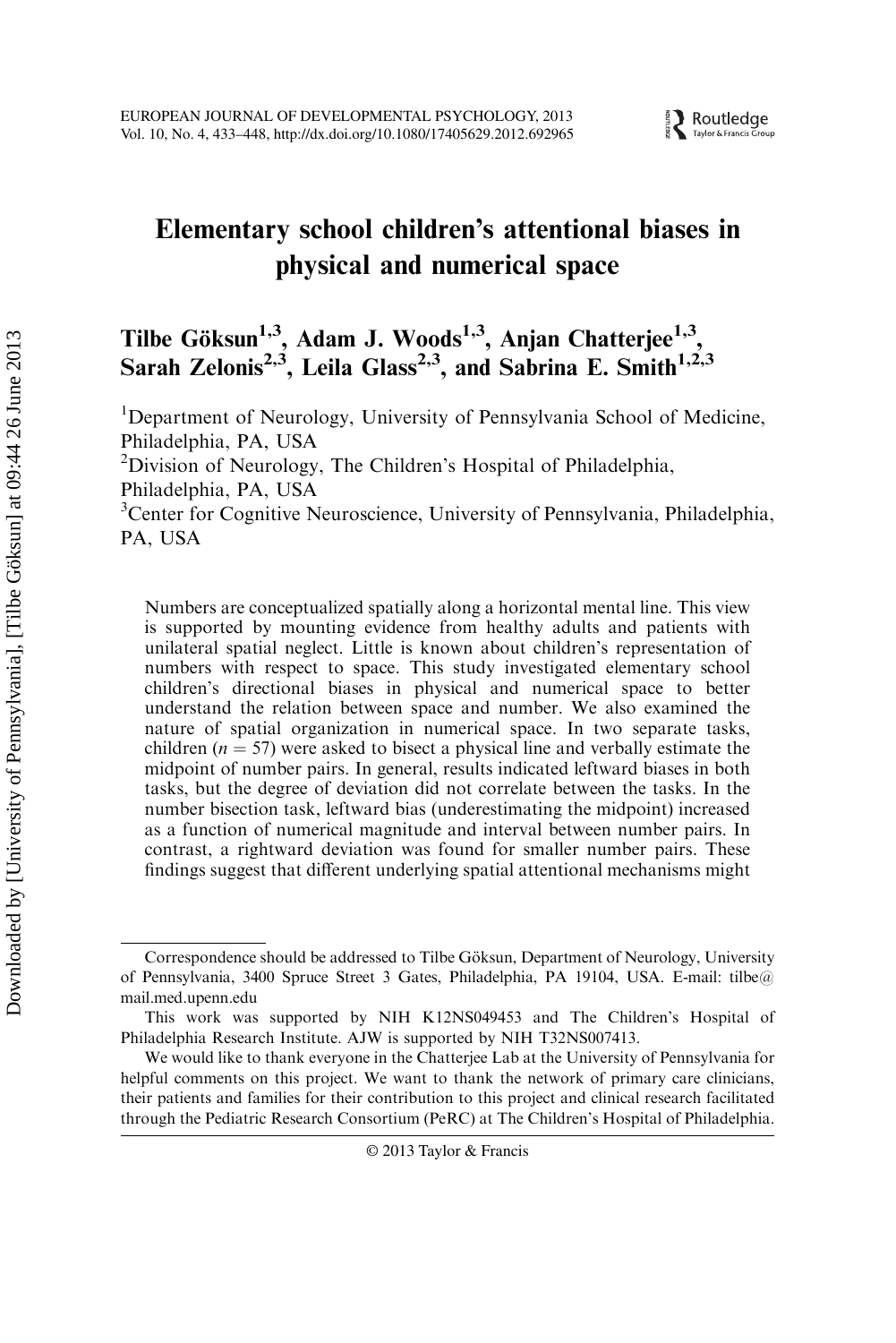# Elementary school children's attentional biases in physical and numerical space

**Tilbe Göksun[1,3], Adam J. Woods[1,3], Anjan Chatterjee[1,3], Sarah Zelonis[2,3], Leila Glass[2,3], and Sabrina E. Smith[1,2,3]**

[1]Department of Neurology, University of Pennsylvania School of Medicine, Philadelphia, PA, USA

[2]Division of Neurology, The Children's Hospital of Philadelphia, Philadelphia, PA, USA

[3]Center for Cognitive Neuroscience, University of Pennsylvania, Philadelphia, PA, USA

Numbers are conceptualized spatially along a horizontal mental line. This view is supported by mounting evidence from healthy adults and patients with unilateral spatial neglect. Little is known about children's representation of numbers with respect to space. This study investigated elementary school children's directional biases in physical and numerical space to better understand the relation between space and number. We also examined the nature of spatial organization in numerical space. In two separate tasks, children ($n = 57$) were asked to bisect a physical line and verbally estimate the midpoint of number pairs. In general, results indicated leftward biases in both tasks, but the degree of deviation did not correlate between the tasks. In the number bisection task, leftward bias (underestimating the midpoint) increased as a function of numerical magnitude and interval between number pairs. In contrast, a rightward deviation was found for smaller number pairs. These findings suggest that different underlying spatial attentional mechanisms might

---

Correspondence should be addressed to Tilbe Göksun, Department of Neurology, University of Pennsylvania, 3400 Spruce Street 3 Gates, Philadelphia, PA 19104, USA. E-mail: tilbe@mail.med.upenn.edu

This work was supported by NIH K12NS049453 and The Children's Hospital of Philadelphia Research Institute. AJW is supported by NIH T32NS007413.

We would like to thank everyone in the Chatterjee Lab at the University of Pennsylvania for helpful comments on this project. We want to thank the network of primary care clinicians, their patients and families for their contribution to this project and clinical research facilitated through the Pediatric Research Consortium (PeRC) at The Children's Hospital of Philadelphia.

© 2013 Taylor & Francis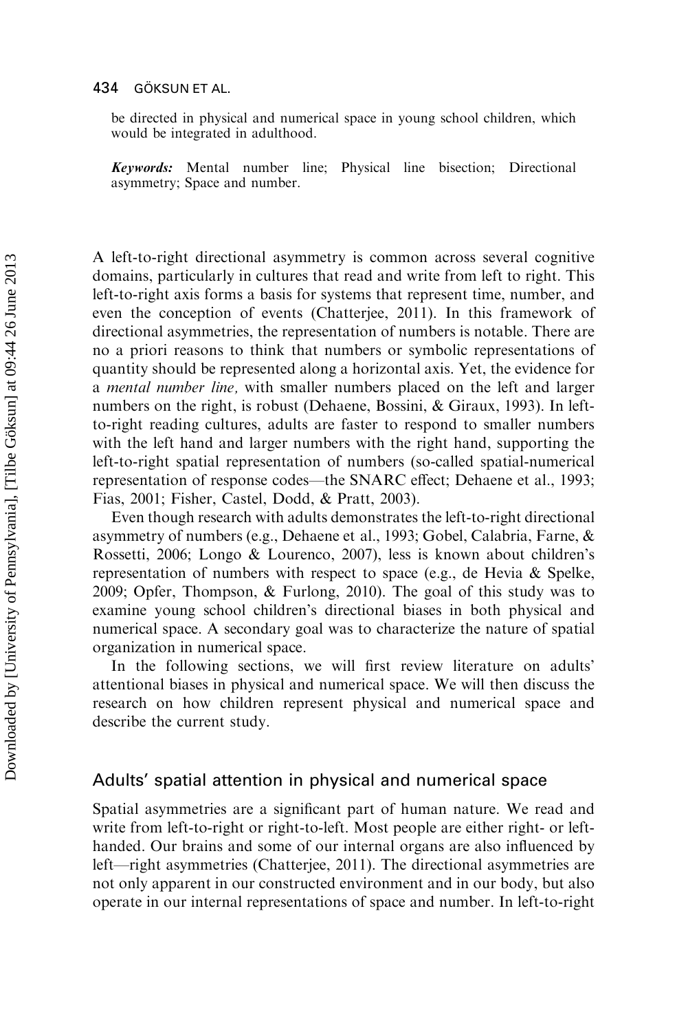be directed in physical and numerical space in young school children, which would be integrated in adulthood.

***Keywords:*** Mental number line; Physical line bisection; Directional asymmetry; Space and number.

A left-to-right directional asymmetry is common across several cognitive domains, particularly in cultures that read and write from left to right. This left-to-right axis forms a basis for systems that represent time, number, and even the conception of events (Chatterjee, 2011). In this framework of directional asymmetries, the representation of numbers is notable. There are no a priori reasons to think that numbers or symbolic representations of quantity should be represented along a horizontal axis. Yet, the evidence for a *mental number line,* with smaller numbers placed on the left and larger numbers on the right, is robust (Dehaene, Bossini, & Giraux, 1993). In left-to-right reading cultures, adults are faster to respond to smaller numbers with the left hand and larger numbers with the right hand, supporting the left-to-right spatial representation of numbers (so-called spatial-numerical representation of response codes—the SNARC effect; Dehaene et al., 1993; Fias, 2001; Fisher, Castel, Dodd, & Pratt, 2003).

Even though research with adults demonstrates the left-to-right directional asymmetry of numbers (e.g., Dehaene et al., 1993; Gobel, Calabria, Farne, & Rossetti, 2006; Longo & Lourenco, 2007), less is known about children's representation of numbers with respect to space (e.g., de Hevia & Spelke, 2009; Opfer, Thompson, & Furlong, 2010). The goal of this study was to examine young school children's directional biases in both physical and numerical space. A secondary goal was to characterize the nature of spatial organization in numerical space.

In the following sections, we will first review literature on adults' attentional biases in physical and numerical space. We will then discuss the research on how children represent physical and numerical space and describe the current study.

## Adults' spatial attention in physical and numerical space

Spatial asymmetries are a significant part of human nature. We read and write from left-to-right or right-to-left. Most people are either right- or left-handed. Our brains and some of our internal organs are also influenced by left—right asymmetries (Chatterjee, 2011). The directional asymmetries are not only apparent in our constructed environment and in our body, but also operate in our internal representations of space and number. In left-to-right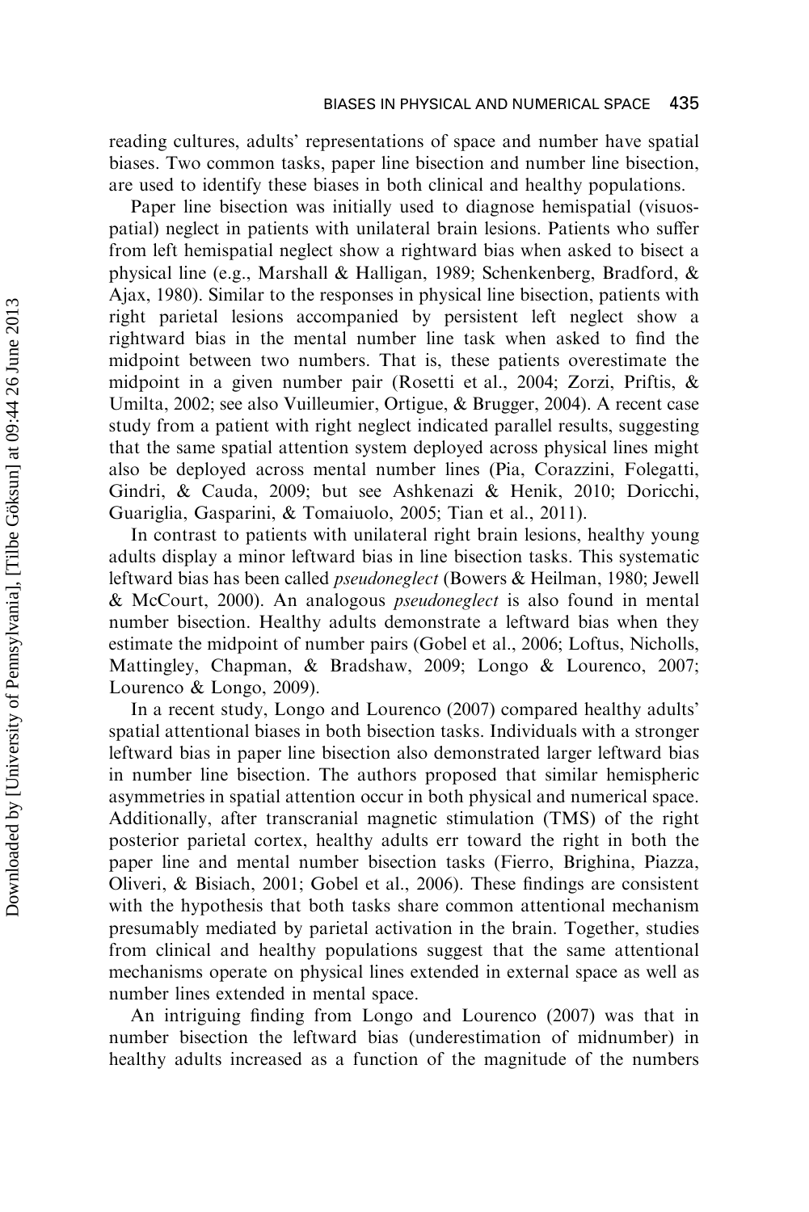reading cultures, adults' representations of space and number have spatial biases. Two common tasks, paper line bisection and number line bisection, are used to identify these biases in both clinical and healthy populations.

Paper line bisection was initially used to diagnose hemispatial (visuospatial) neglect in patients with unilateral brain lesions. Patients who suffer from left hemispatial neglect show a rightward bias when asked to bisect a physical line (e.g., Marshall & Halligan, 1989; Schenkenberg, Bradford, & Ajax, 1980). Similar to the responses in physical line bisection, patients with right parietal lesions accompanied by persistent left neglect show a rightward bias in the mental number line task when asked to find the midpoint between two numbers. That is, these patients overestimate the midpoint in a given number pair (Rosetti et al., 2004; Zorzi, Priftis, & Umilta, 2002; see also Vuilleumier, Ortigue, & Brugger, 2004). A recent case study from a patient with right neglect indicated parallel results, suggesting that the same spatial attention system deployed across physical lines might also be deployed across mental number lines (Pia, Corazzini, Folegatti, Gindri, & Cauda, 2009; but see Ashkenazi & Henik, 2010; Doricchi, Guariglia, Gasparini, & Tomaiuolo, 2005; Tian et al., 2011).

In contrast to patients with unilateral right brain lesions, healthy young adults display a minor leftward bias in line bisection tasks. This systematic leftward bias has been called *pseudoneglect* (Bowers & Heilman, 1980; Jewell & McCourt, 2000). An analogous *pseudoneglect* is also found in mental number bisection. Healthy adults demonstrate a leftward bias when they estimate the midpoint of number pairs (Gobel et al., 2006; Loftus, Nicholls, Mattingley, Chapman, & Bradshaw, 2009; Longo & Lourenco, 2007; Lourenco & Longo, 2009).

In a recent study, Longo and Lourenco (2007) compared healthy adults' spatial attentional biases in both bisection tasks. Individuals with a stronger leftward bias in paper line bisection also demonstrated larger leftward bias in number line bisection. The authors proposed that similar hemispheric asymmetries in spatial attention occur in both physical and numerical space. Additionally, after transcranial magnetic stimulation (TMS) of the right posterior parietal cortex, healthy adults err toward the right in both the paper line and mental number bisection tasks (Fierro, Brighina, Piazza, Oliveri, & Bisiach, 2001; Gobel et al., 2006). These findings are consistent with the hypothesis that both tasks share common attentional mechanism presumably mediated by parietal activation in the brain. Together, studies from clinical and healthy populations suggest that the same attentional mechanisms operate on physical lines extended in external space as well as number lines extended in mental space.

An intriguing finding from Longo and Lourenco (2007) was that in number bisection the leftward bias (underestimation of midnumber) in healthy adults increased as a function of the magnitude of the numbers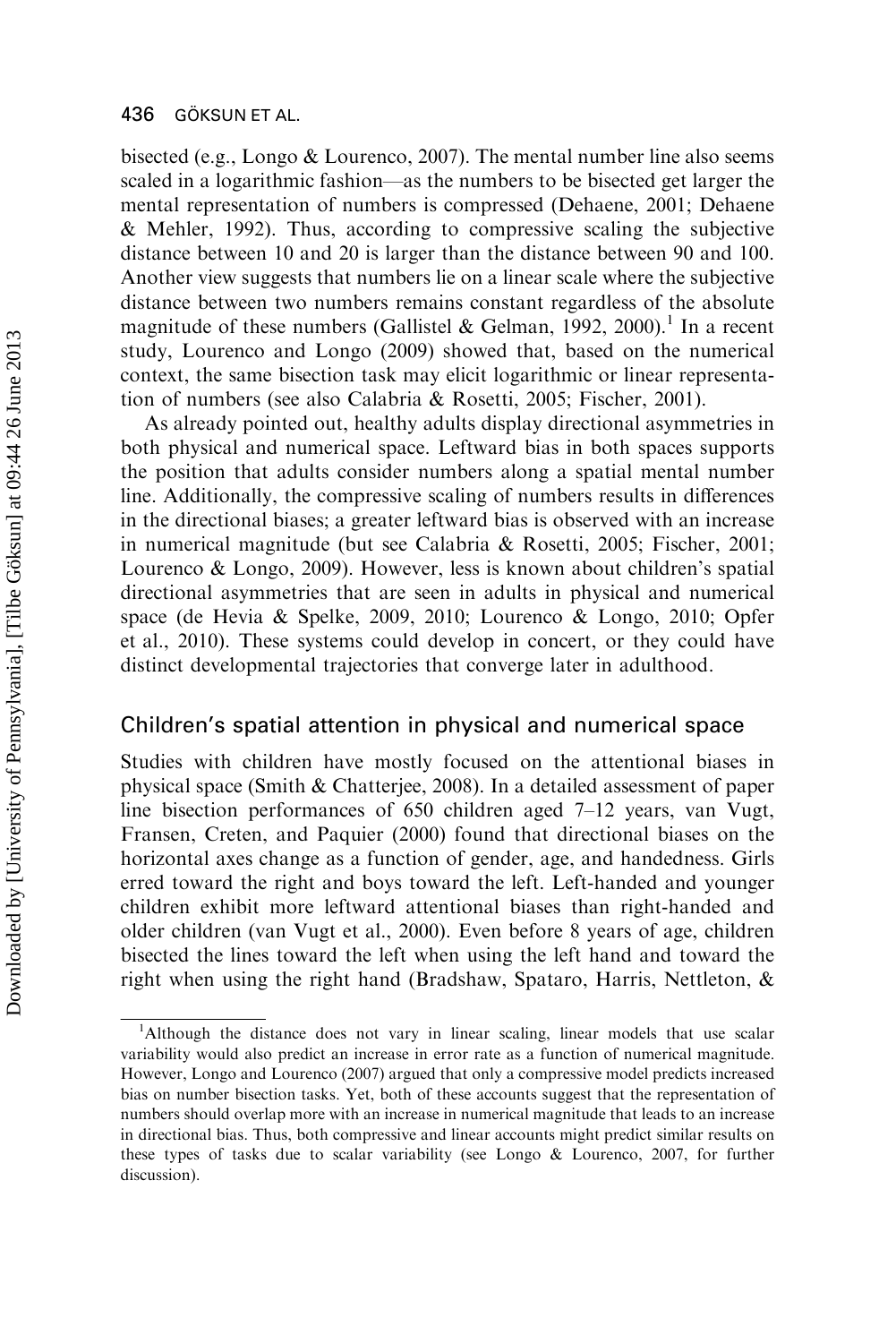bisected (e.g., Longo & Lourenco, 2007). The mental number line also seems scaled in a logarithmic fashion—as the numbers to be bisected get larger the mental representation of numbers is compressed (Dehaene, 2001; Dehaene & Mehler, 1992). Thus, according to compressive scaling the subjective distance between 10 and 20 is larger than the distance between 90 and 100. Another view suggests that numbers lie on a linear scale where the subjective distance between two numbers remains constant regardless of the absolute magnitude of these numbers (Gallistel & Gelman, 1992, 2000).[1] In a recent study, Lourenco and Longo (2009) showed that, based on the numerical context, the same bisection task may elicit logarithmic or linear representation of numbers (see also Calabria & Rosetti, 2005; Fischer, 2001).

As already pointed out, healthy adults display directional asymmetries in both physical and numerical space. Leftward bias in both spaces supports the position that adults consider numbers along a spatial mental number line. Additionally, the compressive scaling of numbers results in differences in the directional biases; a greater leftward bias is observed with an increase in numerical magnitude (but see Calabria & Rosetti, 2005; Fischer, 2001; Lourenco & Longo, 2009). However, less is known about children's spatial directional asymmetries that are seen in adults in physical and numerical space (de Hevia & Spelke, 2009, 2010; Lourenco & Longo, 2010; Opfer et al., 2010). These systems could develop in concert, or they could have distinct developmental trajectories that converge later in adulthood.

## Children's spatial attention in physical and numerical space

Studies with children have mostly focused on the attentional biases in physical space (Smith & Chatterjee, 2008). In a detailed assessment of paper line bisection performances of 650 children aged 7–12 years, van Vugt, Fransen, Creten, and Paquier (2000) found that directional biases on the horizontal axes change as a function of gender, age, and handedness. Girls erred toward the right and boys toward the left. Left-handed and younger children exhibit more leftward attentional biases than right-handed and older children (van Vugt et al., 2000). Even before 8 years of age, children bisected the lines toward the left when using the left hand and toward the right when using the right hand (Bradshaw, Spataro, Harris, Nettleton, &

[1] Although the distance does not vary in linear scaling, linear models that use scalar variability would also predict an increase in error rate as a function of numerical magnitude. However, Longo and Lourenco (2007) argued that only a compressive model predicts increased bias on number bisection tasks. Yet, both of these accounts suggest that the representation of numbers should overlap more with an increase in numerical magnitude that leads to an increase in directional bias. Thus, both compressive and linear accounts might predict similar results on these types of tasks due to scalar variability (see Longo & Lourenco, 2007, for further discussion).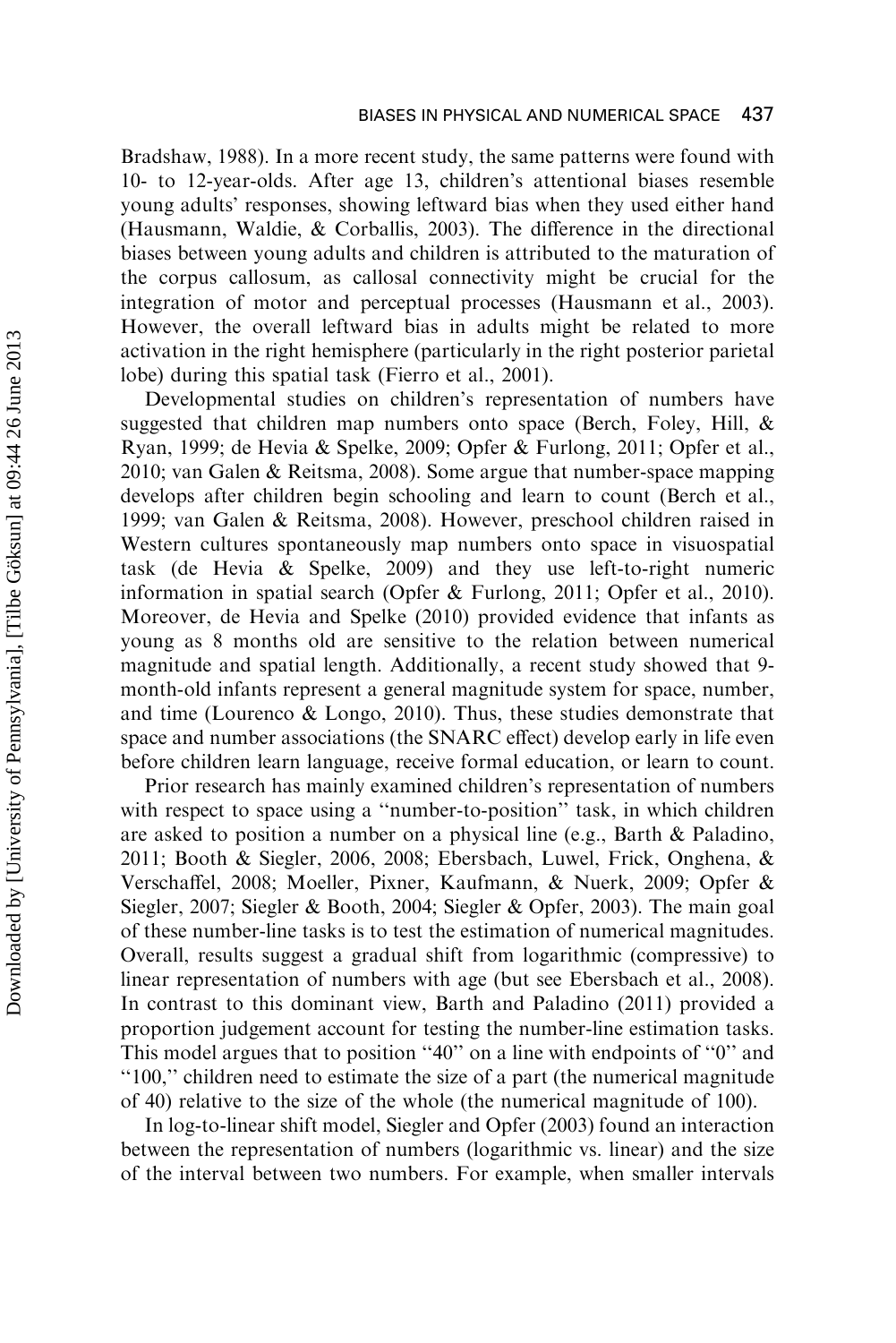Bradshaw, 1988). In a more recent study, the same patterns were found with 10- to 12-year-olds. After age 13, children's attentional biases resemble young adults' responses, showing leftward bias when they used either hand (Hausmann, Waldie, & Corballis, 2003). The difference in the directional biases between young adults and children is attributed to the maturation of the corpus callosum, as callosal connectivity might be crucial for the integration of motor and perceptual processes (Hausmann et al., 2003). However, the overall leftward bias in adults might be related to more activation in the right hemisphere (particularly in the right posterior parietal lobe) during this spatial task (Fierro et al., 2001).

Developmental studies on children's representation of numbers have suggested that children map numbers onto space (Berch, Foley, Hill, & Ryan, 1999; de Hevia & Spelke, 2009; Opfer & Furlong, 2011; Opfer et al., 2010; van Galen & Reitsma, 2008). Some argue that number-space mapping develops after children begin schooling and learn to count (Berch et al., 1999; van Galen & Reitsma, 2008). However, preschool children raised in Western cultures spontaneously map numbers onto space in visuospatial task (de Hevia & Spelke, 2009) and they use left-to-right numeric information in spatial search (Opfer & Furlong, 2011; Opfer et al., 2010). Moreover, de Hevia and Spelke (2010) provided evidence that infants as young as 8 months old are sensitive to the relation between numerical magnitude and spatial length. Additionally, a recent study showed that 9-month-old infants represent a general magnitude system for space, number, and time (Lourenco & Longo, 2010). Thus, these studies demonstrate that space and number associations (the SNARC effect) develop early in life even before children learn language, receive formal education, or learn to count.

Prior research has mainly examined children's representation of numbers with respect to space using a "number-to-position" task, in which children are asked to position a number on a physical line (e.g., Barth & Paladino, 2011; Booth & Siegler, 2006, 2008; Ebersbach, Luwel, Frick, Onghena, & Verschaffel, 2008; Moeller, Pixner, Kaufmann, & Nuerk, 2009; Opfer & Siegler, 2007; Siegler & Booth, 2004; Siegler & Opfer, 2003). The main goal of these number-line tasks is to test the estimation of numerical magnitudes. Overall, results suggest a gradual shift from logarithmic (compressive) to linear representation of numbers with age (but see Ebersbach et al., 2008). In contrast to this dominant view, Barth and Paladino (2011) provided a proportion judgement account for testing the number-line estimation tasks. This model argues that to position "40" on a line with endpoints of "0" and "100," children need to estimate the size of a part (the numerical magnitude of 40) relative to the size of the whole (the numerical magnitude of 100).

In log-to-linear shift model, Siegler and Opfer (2003) found an interaction between the representation of numbers (logarithmic vs. linear) and the size of the interval between two numbers. For example, when smaller intervals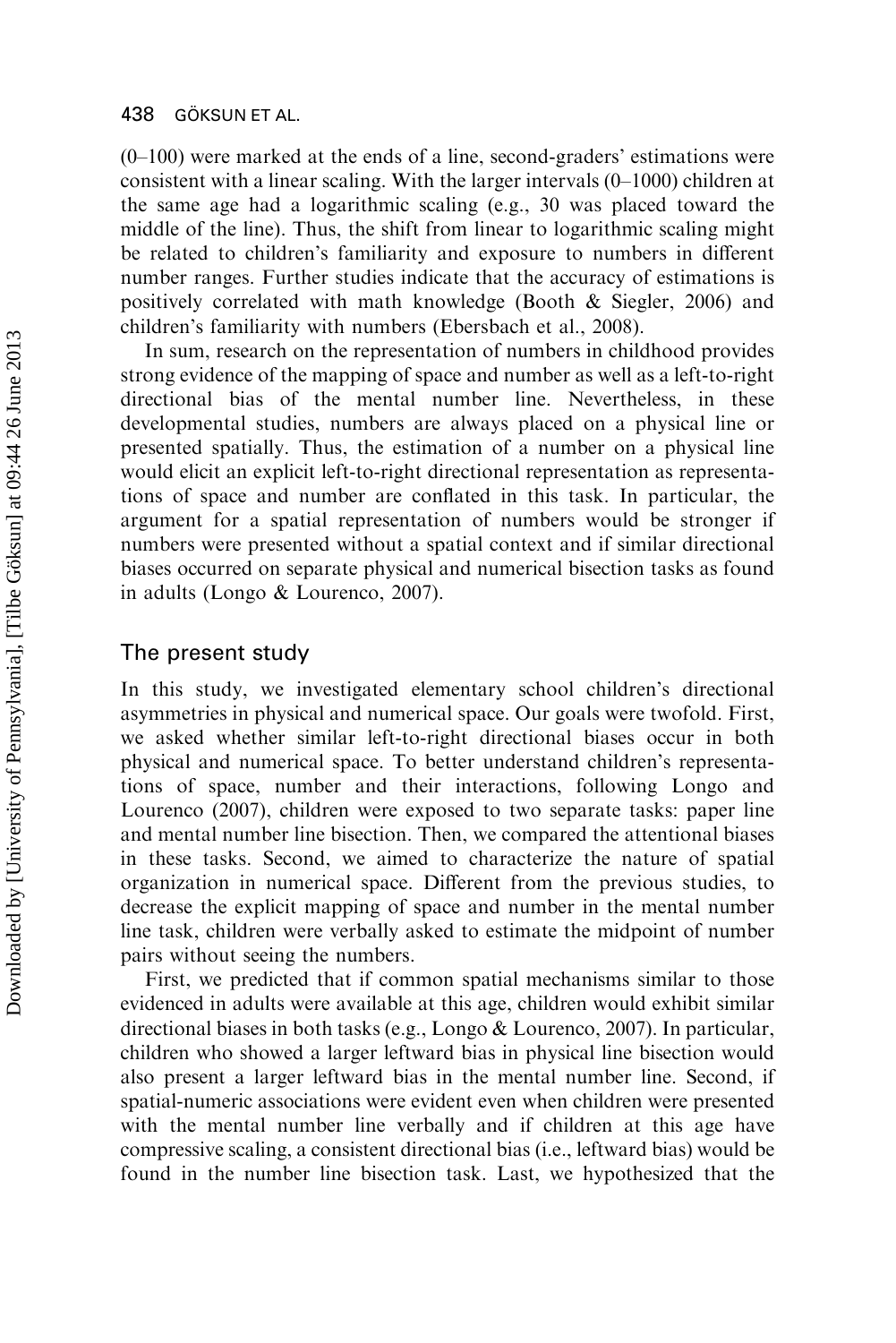(0–100) were marked at the ends of a line, second-graders' estimations were consistent with a linear scaling. With the larger intervals (0–1000) children at the same age had a logarithmic scaling (e.g., 30 was placed toward the middle of the line). Thus, the shift from linear to logarithmic scaling might be related to children's familiarity and exposure to numbers in different number ranges. Further studies indicate that the accuracy of estimations is positively correlated with math knowledge (Booth & Siegler, 2006) and children's familiarity with numbers (Ebersbach et al., 2008).

In sum, research on the representation of numbers in childhood provides strong evidence of the mapping of space and number as well as a left-to-right directional bias of the mental number line. Nevertheless, in these developmental studies, numbers are always placed on a physical line or presented spatially. Thus, the estimation of a number on a physical line would elicit an explicit left-to-right directional representation as representations of space and number are conflated in this task. In particular, the argument for a spatial representation of numbers would be stronger if numbers were presented without a spatial context and if similar directional biases occurred on separate physical and numerical bisection tasks as found in adults (Longo & Lourenco, 2007).

## The present study

In this study, we investigated elementary school children's directional asymmetries in physical and numerical space. Our goals were twofold. First, we asked whether similar left-to-right directional biases occur in both physical and numerical space. To better understand children's representations of space, number and their interactions, following Longo and Lourenco (2007), children were exposed to two separate tasks: paper line and mental number line bisection. Then, we compared the attentional biases in these tasks. Second, we aimed to characterize the nature of spatial organization in numerical space. Different from the previous studies, to decrease the explicit mapping of space and number in the mental number line task, children were verbally asked to estimate the midpoint of number pairs without seeing the numbers.

First, we predicted that if common spatial mechanisms similar to those evidenced in adults were available at this age, children would exhibit similar directional biases in both tasks (e.g., Longo & Lourenco, 2007). In particular, children who showed a larger leftward bias in physical line bisection would also present a larger leftward bias in the mental number line. Second, if spatial-numeric associations were evident even when children were presented with the mental number line verbally and if children at this age have compressive scaling, a consistent directional bias (i.e., leftward bias) would be found in the number line bisection task. Last, we hypothesized that the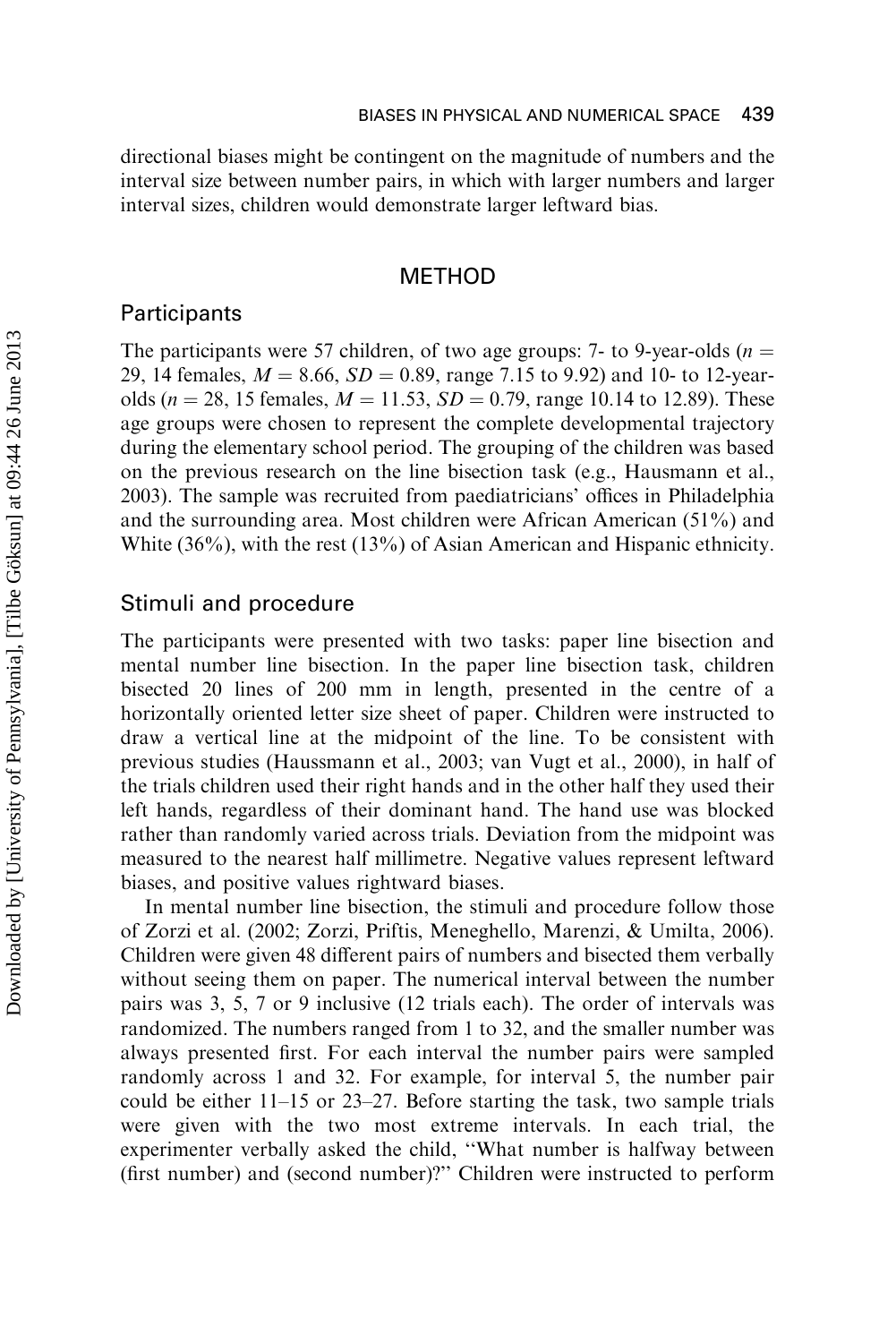directional biases might be contingent on the magnitude of numbers and the interval size between number pairs, in which with larger numbers and larger interval sizes, children would demonstrate larger leftward bias.

## METHOD

### Participants

The participants were 57 children, of two age groups: 7- to 9-year-olds ($n$ = 29, 14 females, $M$ = 8.66, $SD$ = 0.89, range 7.15 to 9.92) and 10- to 12-year-olds ($n$ = 28, 15 females, $M$ = 11.53, $SD$ = 0.79, range 10.14 to 12.89). These age groups were chosen to represent the complete developmental trajectory during the elementary school period. The grouping of the children was based on the previous research on the line bisection task (e.g., Hausmann et al., 2003). The sample was recruited from paediatricians' offices in Philadelphia and the surrounding area. Most children were African American (51%) and White (36%), with the rest (13%) of Asian American and Hispanic ethnicity.

### Stimuli and procedure

The participants were presented with two tasks: paper line bisection and mental number line bisection. In the paper line bisection task, children bisected 20 lines of 200 mm in length, presented in the centre of a horizontally oriented letter size sheet of paper. Children were instructed to draw a vertical line at the midpoint of the line. To be consistent with previous studies (Haussmann et al., 2003; van Vugt et al., 2000), in half of the trials children used their right hands and in the other half they used their left hands, regardless of their dominant hand. The hand use was blocked rather than randomly varied across trials. Deviation from the midpoint was measured to the nearest half millimetre. Negative values represent leftward biases, and positive values rightward biases.

In mental number line bisection, the stimuli and procedure follow those of Zorzi et al. (2002; Zorzi, Priftis, Meneghello, Marenzi, & Umilta, 2006). Children were given 48 different pairs of numbers and bisected them verbally without seeing them on paper. The numerical interval between the number pairs was 3, 5, 7 or 9 inclusive (12 trials each). The order of intervals was randomized. The numbers ranged from 1 to 32, and the smaller number was always presented first. For each interval the number pairs were sampled randomly across 1 and 32. For example, for interval 5, the number pair could be either 11–15 or 23–27. Before starting the task, two sample trials were given with the two most extreme intervals. In each trial, the experimenter verbally asked the child, "What number is halfway between (first number) and (second number)?" Children were instructed to perform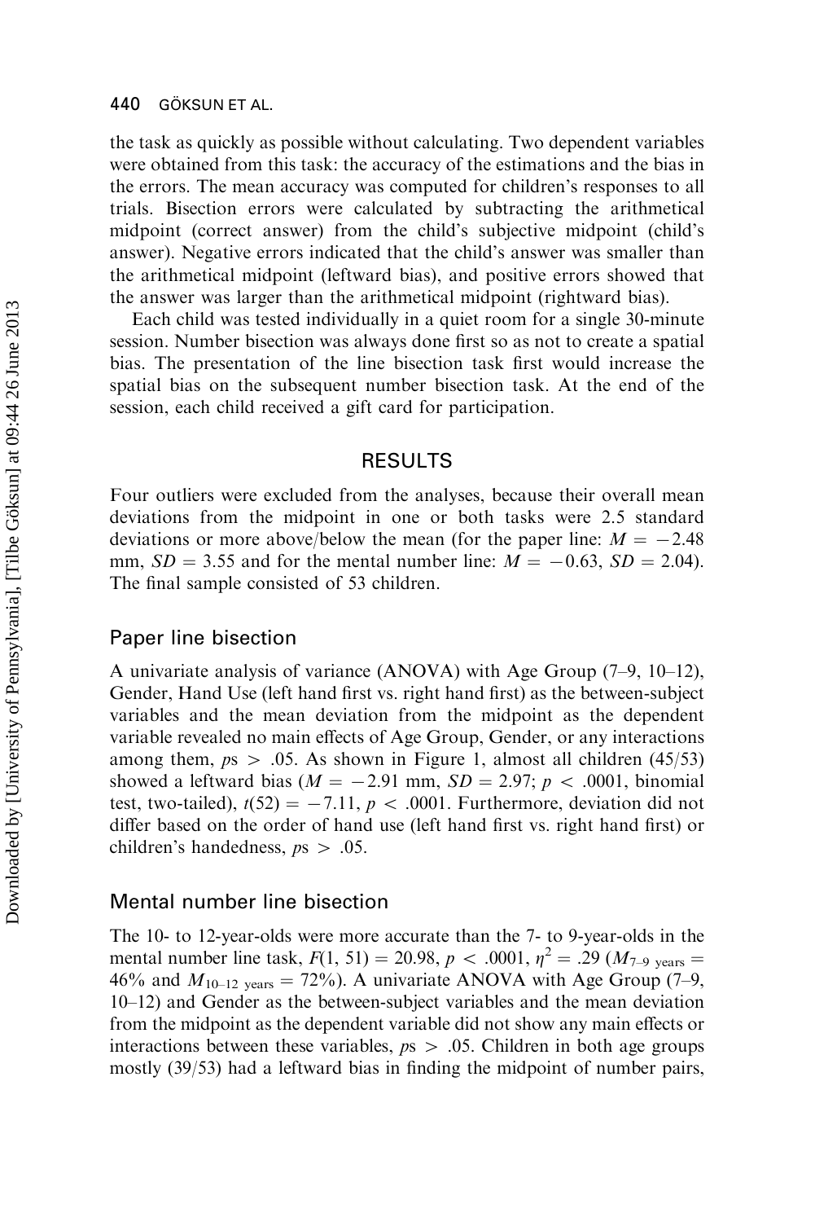the task as quickly as possible without calculating. Two dependent variables were obtained from this task: the accuracy of the estimations and the bias in the errors. The mean accuracy was computed for children's responses to all trials. Bisection errors were calculated by subtracting the arithmetical midpoint (correct answer) from the child's subjective midpoint (child's answer). Negative errors indicated that the child's answer was smaller than the arithmetical midpoint (leftward bias), and positive errors showed that the answer was larger than the arithmetical midpoint (rightward bias).

Each child was tested individually in a quiet room for a single 30-minute session. Number bisection was always done first so as not to create a spatial bias. The presentation of the line bisection task first would increase the spatial bias on the subsequent number bisection task. At the end of the session, each child received a gift card for participation.

## RESULTS

Four outliers were excluded from the analyses, because their overall mean deviations from the midpoint in one or both tasks were 2.5 standard deviations or more above/below the mean (for the paper line: $M = -2.48$ mm, $SD = 3.55$ and for the mental number line: $M = -0.63$, $SD = 2.04$). The final sample consisted of 53 children.

### Paper line bisection

A univariate analysis of variance (ANOVA) with Age Group (7–9, 10–12), Gender, Hand Use (left hand first vs. right hand first) as the between-subject variables and the mean deviation from the midpoint as the dependent variable revealed no main effects of Age Group, Gender, or any interactions among them, $ps > .05$. As shown in Figure 1, almost all children (45/53) showed a leftward bias ($M = -2.91$ mm, $SD = 2.97$; $p < .0001$, binomial test, two-tailed), $t(52) = -7.11$, $p < .0001$. Furthermore, deviation did not differ based on the order of hand use (left hand first vs. right hand first) or children's handedness, $ps > .05$.

### Mental number line bisection

The 10- to 12-year-olds were more accurate than the 7- to 9-year-olds in the mental number line task, $F(1, 51) = 20.98$, $p < .0001$, $\eta^2 = .29$ ($M_{7\text{–}9\ \text{years}} = 46\%$ and $M_{10\text{–}12\ \text{years}} = 72\%$). A univariate ANOVA with Age Group (7–9, 10–12) and Gender as the between-subject variables and the mean deviation from the midpoint as the dependent variable did not show any main effects or interactions between these variables, $ps > .05$. Children in both age groups mostly (39/53) had a leftward bias in finding the midpoint of number pairs,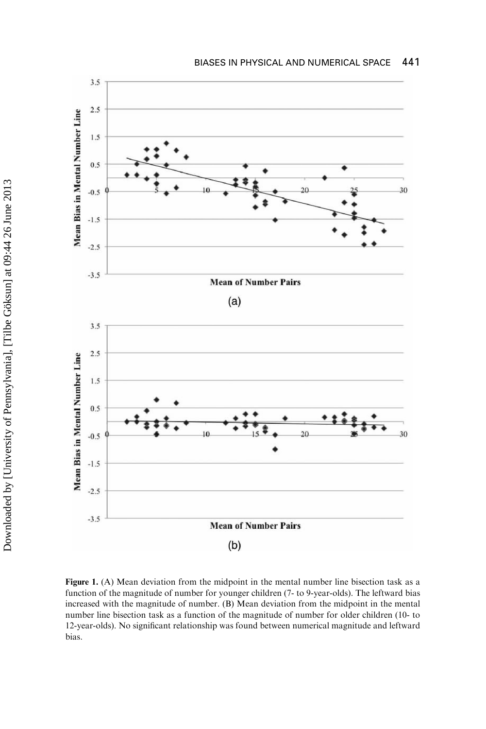**Figure 1.** (A) Mean deviation from the midpoint in the mental number line bisection task as a function of the magnitude of number for younger children (7- to 9-year-olds). The leftward bias increased with the magnitude of number. (B) Mean deviation from the midpoint in the mental number line bisection task as a function of the magnitude of number for older children (10- to 12-year-olds). No significant relationship was found between numerical magnitude and leftward bias.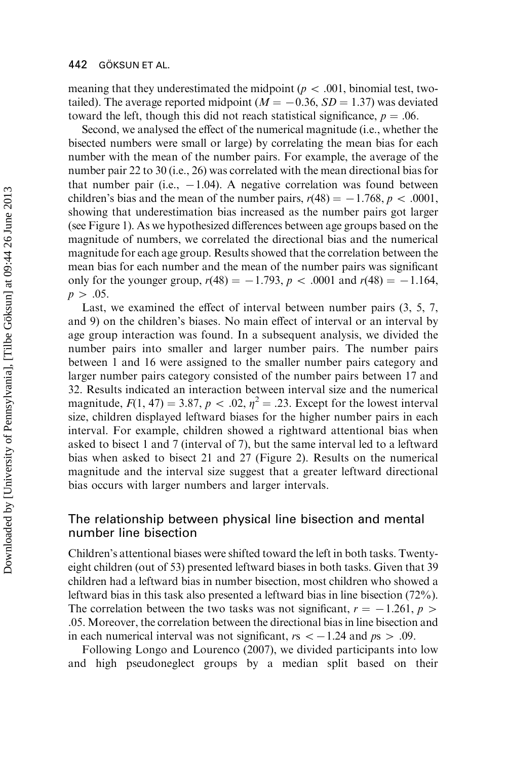meaning that they underestimated the midpoint ($p < .001$, binomial test, two-tailed). The average reported midpoint ($M = -0.36$, $SD = 1.37$) was deviated toward the left, though this did not reach statistical significance, $p = .06$.

Second, we analysed the effect of the numerical magnitude (i.e., whether the bisected numbers were small or large) by correlating the mean bias for each number with the mean of the number pairs. For example, the average of the number pair 22 to 30 (i.e., 26) was correlated with the mean directional bias for that number pair (i.e., $-1.04$). A negative correlation was found between children's bias and the mean of the number pairs, $r(48) = -1.768$, $p < .0001$, showing that underestimation bias increased as the number pairs got larger (see Figure 1). As we hypothesized differences between age groups based on the magnitude of numbers, we correlated the directional bias and the numerical magnitude for each age group. Results showed that the correlation between the mean bias for each number and the mean of the number pairs was significant only for the younger group, $r(48) = -1.793$, $p < .0001$ and $r(48) = -1.164$, $p > .05$.

Last, we examined the effect of interval between number pairs (3, 5, 7, and 9) on the children's biases. No main effect of interval or an interval by age group interaction was found. In a subsequent analysis, we divided the number pairs into smaller and larger number pairs. The number pairs between 1 and 16 were assigned to the smaller number pairs category and larger number pairs category consisted of the number pairs between 17 and 32. Results indicated an interaction between interval size and the numerical magnitude, $F(1, 47) = 3.87$, $p < .02$, $\eta^2 = .23$. Except for the lowest interval size, children displayed leftward biases for the higher number pairs in each interval. For example, children showed a rightward attentional bias when asked to bisect 1 and 7 (interval of 7), but the same interval led to a leftward bias when asked to bisect 21 and 27 (Figure 2). Results on the numerical magnitude and the interval size suggest that a greater leftward directional bias occurs with larger numbers and larger intervals.

## The relationship between physical line bisection and mental number line bisection

Children's attentional biases were shifted toward the left in both tasks. Twenty-eight children (out of 53) presented leftward biases in both tasks. Given that 39 children had a leftward bias in number bisection, most children who showed a leftward bias in this task also presented a leftward bias in line bisection (72%). The correlation between the two tasks was not significant, $r = -1.261$, $p > .05$. Moreover, the correlation between the directional bias in line bisection and in each numerical interval was not significant, $r$s $< -1.24$ and $p$s $> .09$.

Following Longo and Lourenco (2007), we divided participants into low and high pseudoneglect groups by a median split based on their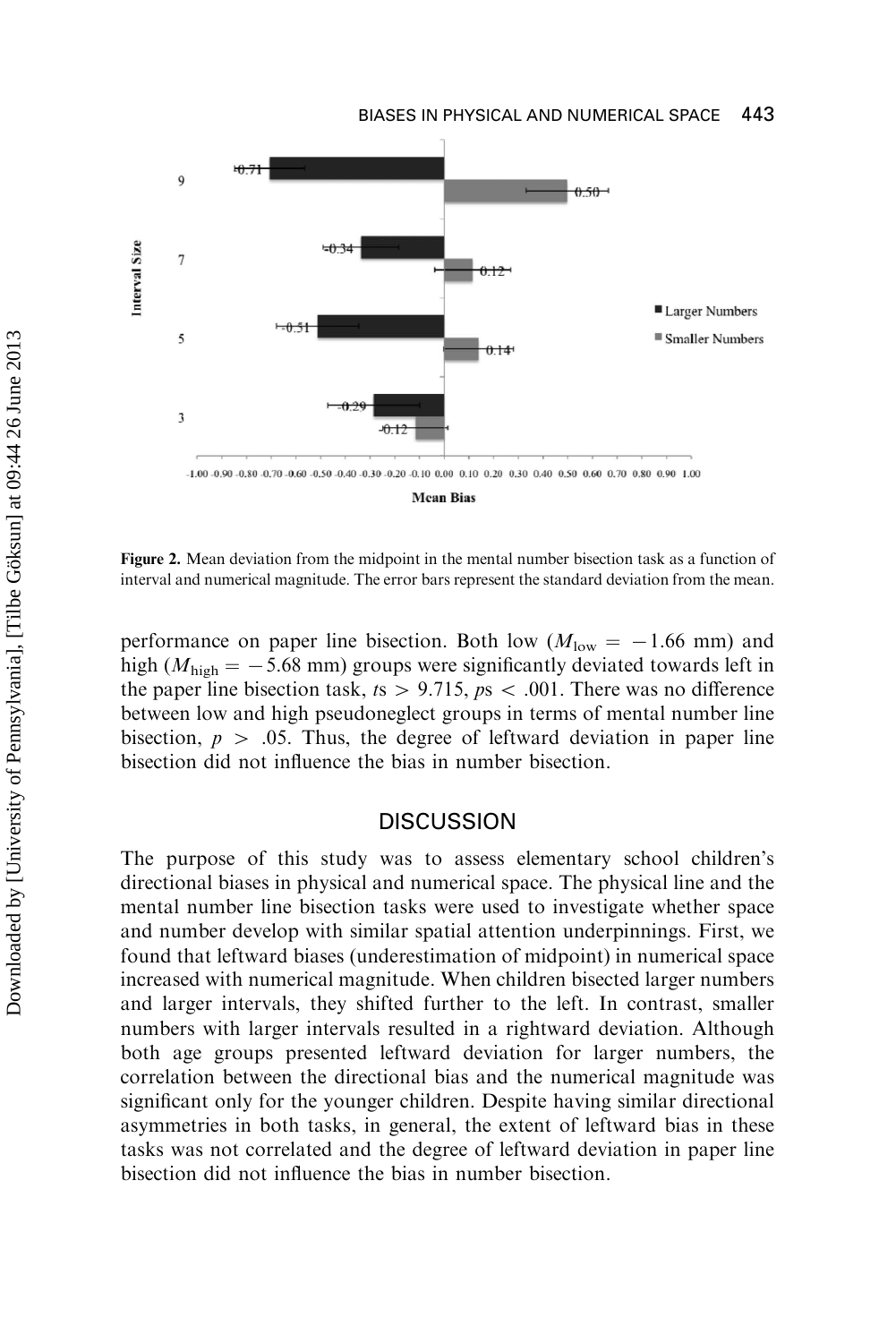**Figure 2.** Mean deviation from the midpoint in the mental number bisection task as a function of interval and numerical magnitude. The error bars represent the standard deviation from the mean.

performance on paper line bisection. Both low ($M_{\text{low}} = -1.66$ mm) and high ($M_{\text{high}} = -5.68$ mm) groups were significantly deviated towards left in the paper line bisection task, $ts > 9.715$, $ps < .001$. There was no difference between low and high pseudoneglect groups in terms of mental number line bisection, $p > .05$. Thus, the degree of leftward deviation in paper line bisection did not influence the bias in number bisection.

## DISCUSSION

The purpose of this study was to assess elementary school children's directional biases in physical and numerical space. The physical line and the mental number line bisection tasks were used to investigate whether space and number develop with similar spatial attention underpinnings. First, we found that leftward biases (underestimation of midpoint) in numerical space increased with numerical magnitude. When children bisected larger numbers and larger intervals, they shifted further to the left. In contrast, smaller numbers with larger intervals resulted in a rightward deviation. Although both age groups presented leftward deviation for larger numbers, the correlation between the directional bias and the numerical magnitude was significant only for the younger children. Despite having similar directional asymmetries in both tasks, in general, the extent of leftward bias in these tasks was not correlated and the degree of leftward deviation in paper line bisection did not influence the bias in number bisection.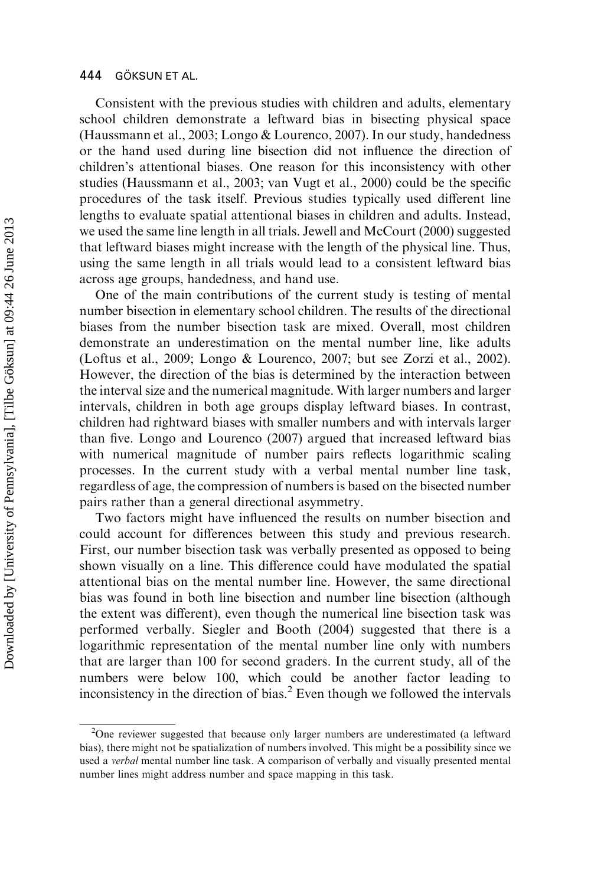Consistent with the previous studies with children and adults, elementary school children demonstrate a leftward bias in bisecting physical space (Haussmann et al., 2003; Longo & Lourenco, 2007). In our study, handedness or the hand used during line bisection did not influence the direction of children's attentional biases. One reason for this inconsistency with other studies (Haussmann et al., 2003; van Vugt et al., 2000) could be the specific procedures of the task itself. Previous studies typically used different line lengths to evaluate spatial attentional biases in children and adults. Instead, we used the same line length in all trials. Jewell and McCourt (2000) suggested that leftward biases might increase with the length of the physical line. Thus, using the same length in all trials would lead to a consistent leftward bias across age groups, handedness, and hand use.

One of the main contributions of the current study is testing of mental number bisection in elementary school children. The results of the directional biases from the number bisection task are mixed. Overall, most children demonstrate an underestimation on the mental number line, like adults (Loftus et al., 2009; Longo & Lourenco, 2007; but see Zorzi et al., 2002). However, the direction of the bias is determined by the interaction between the interval size and the numerical magnitude. With larger numbers and larger intervals, children in both age groups display leftward biases. In contrast, children had rightward biases with smaller numbers and with intervals larger than five. Longo and Lourenco (2007) argued that increased leftward bias with numerical magnitude of number pairs reflects logarithmic scaling processes. In the current study with a verbal mental number line task, regardless of age, the compression of numbers is based on the bisected number pairs rather than a general directional asymmetry.

Two factors might have influenced the results on number bisection and could account for differences between this study and previous research. First, our number bisection task was verbally presented as opposed to being shown visually on a line. This difference could have modulated the spatial attentional bias on the mental number line. However, the same directional bias was found in both line bisection and number line bisection (although the extent was different), even though the numerical line bisection task was performed verbally. Siegler and Booth (2004) suggested that there is a logarithmic representation of the mental number line only with numbers that are larger than 100 for second graders. In the current study, all of the numbers were below 100, which could be another factor leading to inconsistency in the direction of bias.[2] Even though we followed the intervals

[2]One reviewer suggested that because only larger numbers are underestimated (a leftward bias), there might not be spatialization of numbers involved. This might be a possibility since we used a *verbal* mental number line task. A comparison of verbally and visually presented mental number lines might address number and space mapping in this task.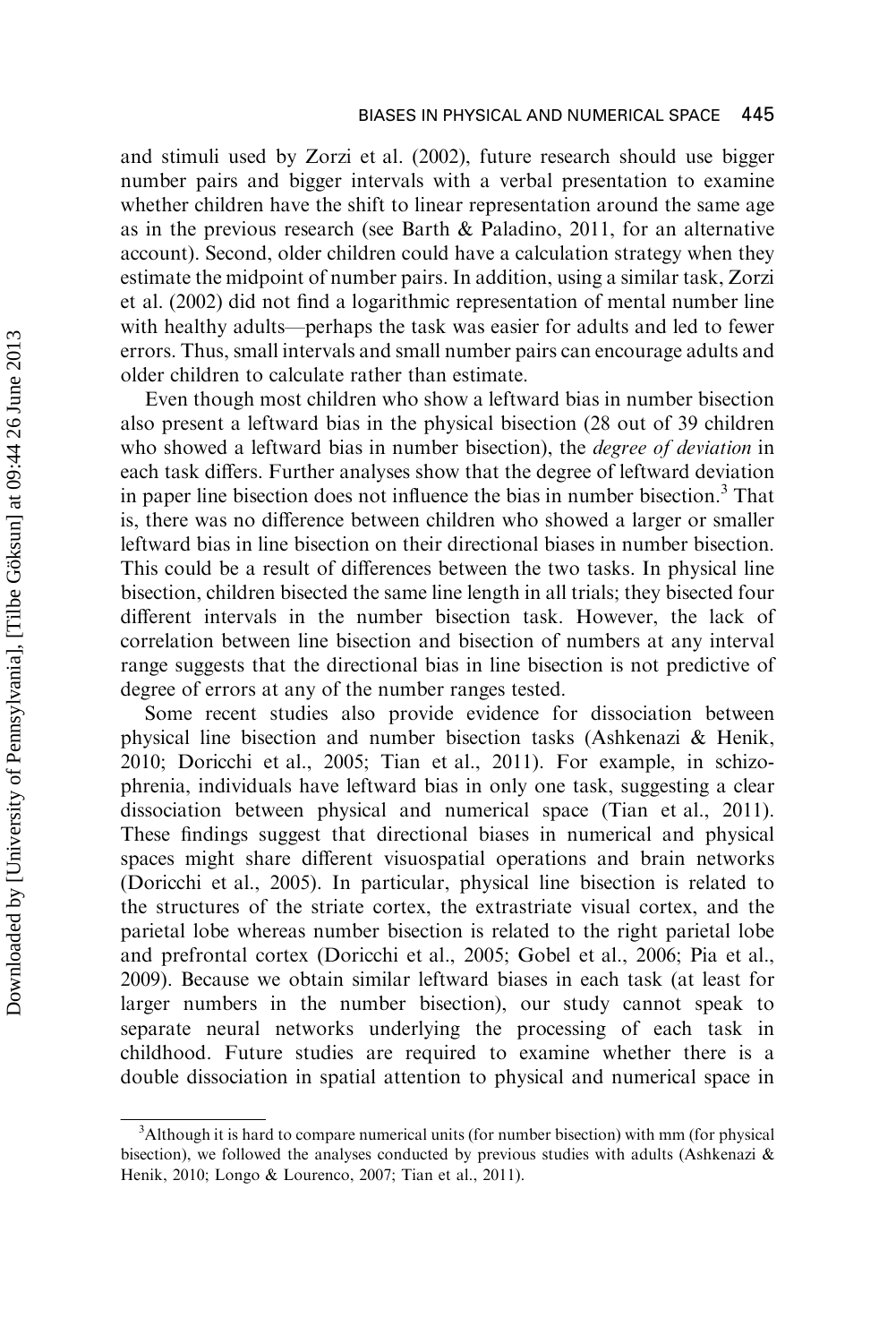and stimuli used by Zorzi et al. (2002), future research should use bigger number pairs and bigger intervals with a verbal presentation to examine whether children have the shift to linear representation around the same age as in the previous research (see Barth & Paladino, 2011, for an alternative account). Second, older children could have a calculation strategy when they estimate the midpoint of number pairs. In addition, using a similar task, Zorzi et al. (2002) did not find a logarithmic representation of mental number line with healthy adults—perhaps the task was easier for adults and led to fewer errors. Thus, small intervals and small number pairs can encourage adults and older children to calculate rather than estimate.

Even though most children who show a leftward bias in number bisection also present a leftward bias in the physical bisection (28 out of 39 children who showed a leftward bias in number bisection), the *degree of deviation* in each task differs. Further analyses show that the degree of leftward deviation in paper line bisection does not influence the bias in number bisection.[3] That is, there was no difference between children who showed a larger or smaller leftward bias in line bisection on their directional biases in number bisection. This could be a result of differences between the two tasks. In physical line bisection, children bisected the same line length in all trials; they bisected four different intervals in the number bisection task. However, the lack of correlation between line bisection and bisection of numbers at any interval range suggests that the directional bias in line bisection is not predictive of degree of errors at any of the number ranges tested.

Some recent studies also provide evidence for dissociation between physical line bisection and number bisection tasks (Ashkenazi & Henik, 2010; Doricchi et al., 2005; Tian et al., 2011). For example, in schizophrenia, individuals have leftward bias in only one task, suggesting a clear dissociation between physical and numerical space (Tian et al., 2011). These findings suggest that directional biases in numerical and physical spaces might share different visuospatial operations and brain networks (Doricchi et al., 2005). In particular, physical line bisection is related to the structures of the striate cortex, the extrastriate visual cortex, and the parietal lobe whereas number bisection is related to the right parietal lobe and prefrontal cortex (Doricchi et al., 2005; Gobel et al., 2006; Pia et al., 2009). Because we obtain similar leftward biases in each task (at least for larger numbers in the number bisection), our study cannot speak to separate neural networks underlying the processing of each task in childhood. Future studies are required to examine whether there is a double dissociation in spatial attention to physical and numerical space in

[3]Although it is hard to compare numerical units (for number bisection) with mm (for physical bisection), we followed the analyses conducted by previous studies with adults (Ashkenazi & Henik, 2010; Longo & Lourenco, 2007; Tian et al., 2011).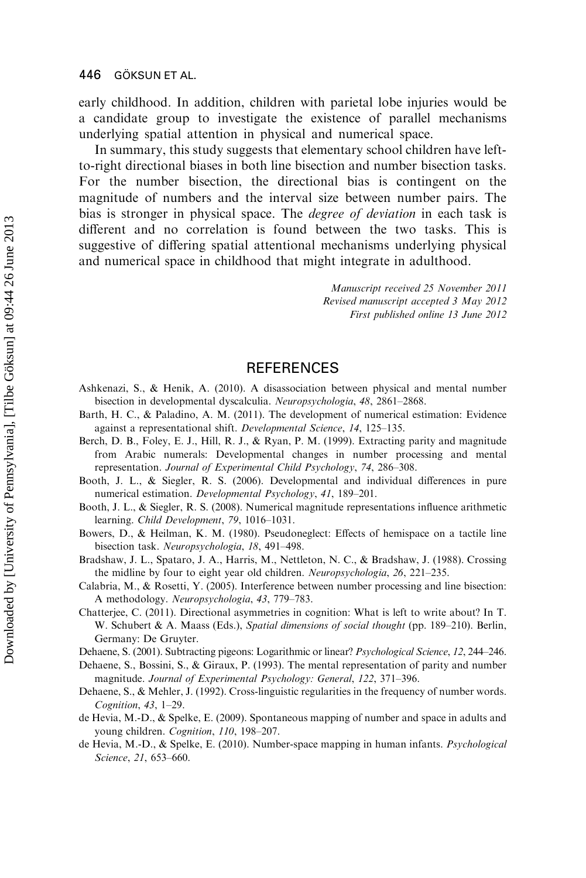early childhood. In addition, children with parietal lobe injuries would be a candidate group to investigate the existence of parallel mechanisms underlying spatial attention in physical and numerical space.

In summary, this study suggests that elementary school children have left-to-right directional biases in both line bisection and number bisection tasks. For the number bisection, the directional bias is contingent on the magnitude of numbers and the interval size between number pairs. The bias is stronger in physical space. The *degree of deviation* in each task is different and no correlation is found between the two tasks. This is suggestive of differing spatial attentional mechanisms underlying physical and numerical space in childhood that might integrate in adulthood.

*Manuscript received 25 November 2011*
*Revised manuscript accepted 3 May 2012*
*First published online 13 June 2012*

## REFERENCES

Ashkenazi, S., & Henik, A. (2010). A disassociation between physical and mental number bisection in developmental dyscalculia. *Neuropsychologia*, *48*, 2861–2868.

Barth, H. C., & Paladino, A. M. (2011). The development of numerical estimation: Evidence against a representational shift. *Developmental Science*, *14*, 125–135.

Berch, D. B., Foley, E. J., Hill, R. J., & Ryan, P. M. (1999). Extracting parity and magnitude from Arabic numerals: Developmental changes in number processing and mental representation. *Journal of Experimental Child Psychology*, *74*, 286–308.

Booth, J. L., & Siegler, R. S. (2006). Developmental and individual differences in pure numerical estimation. *Developmental Psychology*, *41*, 189–201.

Booth, J. L., & Siegler, R. S. (2008). Numerical magnitude representations influence arithmetic learning. *Child Development*, *79*, 1016–1031.

Bowers, D., & Heilman, K. M. (1980). Pseudoneglect: Effects of hemispace on a tactile line bisection task. *Neuropsychologia*, *18*, 491–498.

Bradshaw, J. L., Spataro, J. A., Harris, M., Nettleton, N. C., & Bradshaw, J. (1988). Crossing the midline by four to eight year old children. *Neuropsychologia*, *26*, 221–235.

Calabria, M., & Rosetti, Y. (2005). Interference between number processing and line bisection: A methodology. *Neuropsychologia*, *43*, 779–783.

Chatterjee, C. (2011). Directional asymmetries in cognition: What is left to write about? In T. W. Schubert & A. Maass (Eds.), *Spatial dimensions of social thought* (pp. 189–210). Berlin, Germany: De Gruyter.

Dehaene, S. (2001). Subtracting pigeons: Logarithmic or linear? *Psychological Science*, *12*, 244–246.

Dehaene, S., Bossini, S., & Giraux, P. (1993). The mental representation of parity and number magnitude. *Journal of Experimental Psychology: General*, *122*, 371–396.

Dehaene, S., & Mehler, J. (1992). Cross-linguistic regularities in the frequency of number words. *Cognition*, *43*, 1–29.

de Hevia, M.-D., & Spelke, E. (2009). Spontaneous mapping of number and space in adults and young children. *Cognition*, *110*, 198–207.

de Hevia, M.-D., & Spelke, E. (2010). Number-space mapping in human infants. *Psychological Science*, *21*, 653–660.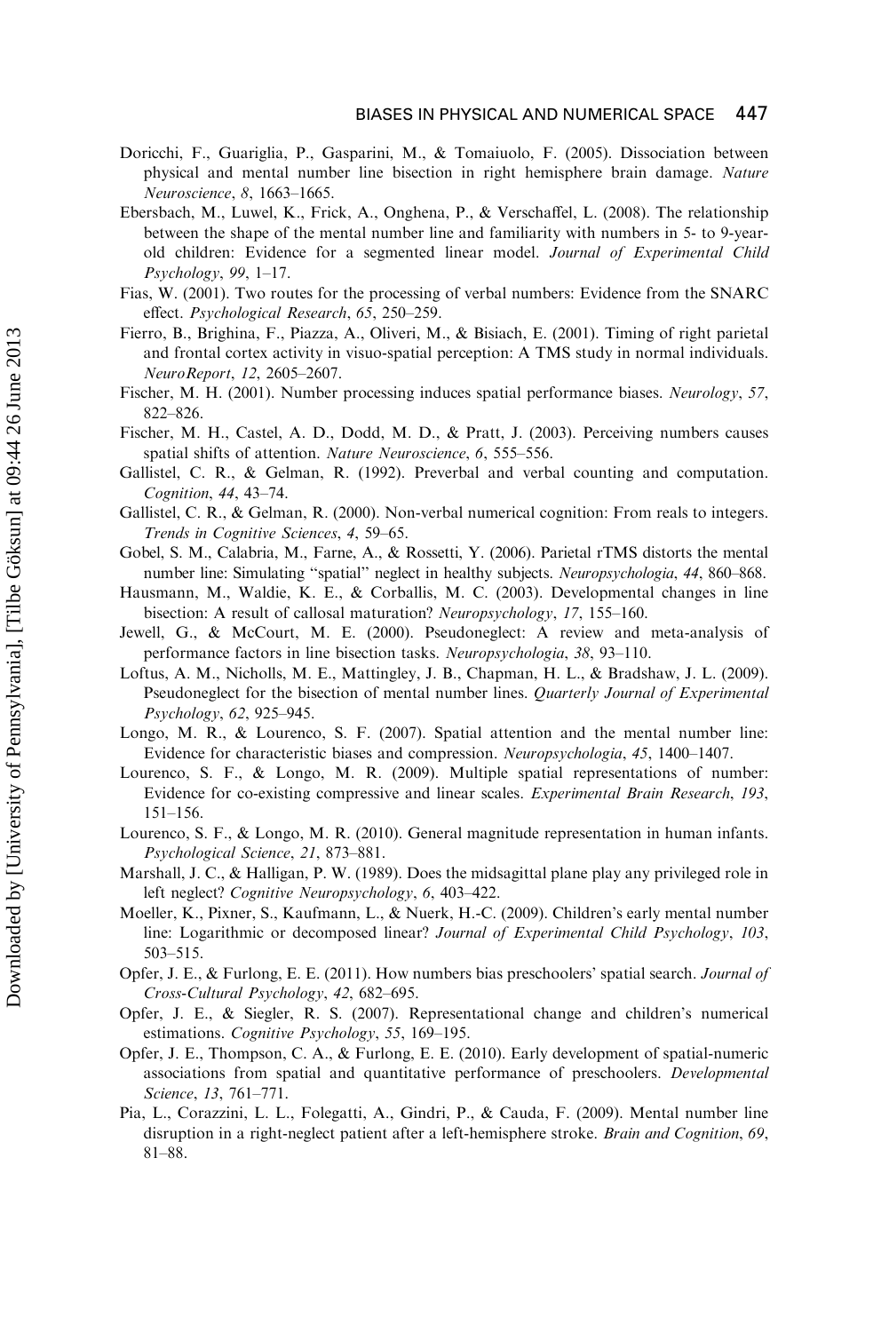Doricchi, F., Guariglia, P., Gasparini, M., & Tomaiuolo, F. (2005). Dissociation between physical and mental number line bisection in right hemisphere brain damage. *Nature Neuroscience*, *8*, 1663–1665.

Ebersbach, M., Luwel, K., Frick, A., Onghena, P., & Verschaffel, L. (2008). The relationship between the shape of the mental number line and familiarity with numbers in 5- to 9-year-old children: Evidence for a segmented linear model. *Journal of Experimental Child Psychology*, *99*, 1–17.

Fias, W. (2001). Two routes for the processing of verbal numbers: Evidence from the SNARC effect. *Psychological Research*, *65*, 250–259.

Fierro, B., Brighina, F., Piazza, A., Oliveri, M., & Bisiach, E. (2001). Timing of right parietal and frontal cortex activity in visuo-spatial perception: A TMS study in normal individuals. *NeuroReport*, *12*, 2605–2607.

Fischer, M. H. (2001). Number processing induces spatial performance biases. *Neurology*, *57*, 822–826.

Fischer, M. H., Castel, A. D., Dodd, M. D., & Pratt, J. (2003). Perceiving numbers causes spatial shifts of attention. *Nature Neuroscience*, *6*, 555–556.

Gallistel, C. R., & Gelman, R. (1992). Preverbal and verbal counting and computation. *Cognition*, *44*, 43–74.

Gallistel, C. R., & Gelman, R. (2000). Non-verbal numerical cognition: From reals to integers. *Trends in Cognitive Sciences*, *4*, 59–65.

Gobel, S. M., Calabria, M., Farne, A., & Rossetti, Y. (2006). Parietal rTMS distorts the mental number line: Simulating "spatial" neglect in healthy subjects. *Neuropsychologia*, *44*, 860–868.

Hausmann, M., Waldie, K. E., & Corballis, M. C. (2003). Developmental changes in line bisection: A result of callosal maturation? *Neuropsychology*, *17*, 155–160.

Jewell, G., & McCourt, M. E. (2000). Pseudoneglect: A review and meta-analysis of performance factors in line bisection tasks. *Neuropsychologia*, *38*, 93–110.

Loftus, A. M., Nicholls, M. E., Mattingley, J. B., Chapman, H. L., & Bradshaw, J. L. (2009). Pseudoneglect for the bisection of mental number lines. *Quarterly Journal of Experimental Psychology*, *62*, 925–945.

Longo, M. R., & Lourenco, S. F. (2007). Spatial attention and the mental number line: Evidence for characteristic biases and compression. *Neuropsychologia*, *45*, 1400–1407.

Lourenco, S. F., & Longo, M. R. (2009). Multiple spatial representations of number: Evidence for co-existing compressive and linear scales. *Experimental Brain Research*, *193*, 151–156.

Lourenco, S. F., & Longo, M. R. (2010). General magnitude representation in human infants. *Psychological Science*, *21*, 873–881.

Marshall, J. C., & Halligan, P. W. (1989). Does the midsagittal plane play any privileged role in left neglect? *Cognitive Neuropsychology*, *6*, 403–422.

Moeller, K., Pixner, S., Kaufmann, L., & Nuerk, H.-C. (2009). Children's early mental number line: Logarithmic or decomposed linear? *Journal of Experimental Child Psychology*, *103*, 503–515.

Opfer, J. E., & Furlong, E. E. (2011). How numbers bias preschoolers' spatial search. *Journal of Cross-Cultural Psychology*, *42*, 682–695.

Opfer, J. E., & Siegler, R. S. (2007). Representational change and children's numerical estimations. *Cognitive Psychology*, *55*, 169–195.

Opfer, J. E., Thompson, C. A., & Furlong, E. E. (2010). Early development of spatial-numeric associations from spatial and quantitative performance of preschoolers. *Developmental Science*, *13*, 761–771.

Pia, L., Corazzini, L. L., Folegatti, A., Gindri, P., & Cauda, F. (2009). Mental number line disruption in a right-neglect patient after a left-hemisphere stroke. *Brain and Cognition*, *69*, 81–88.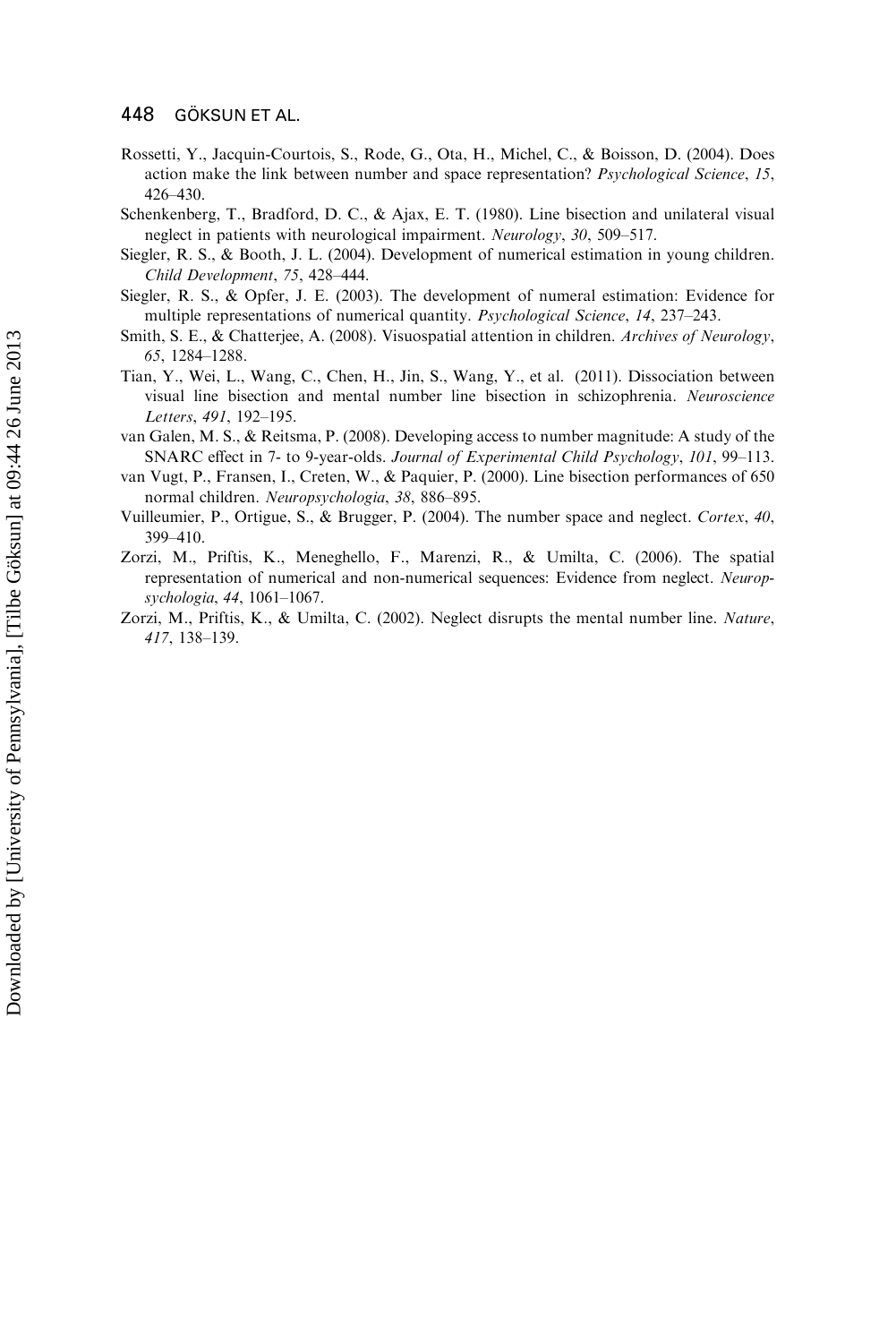Rossetti, Y., Jacquin-Courtois, S., Rode, G., Ota, H., Michel, C., & Boisson, D. (2004). Does action make the link between number and space representation? *Psychological Science*, *15*, 426–430.

Schenkenberg, T., Bradford, D. C., & Ajax, E. T. (1980). Line bisection and unilateral visual neglect in patients with neurological impairment. *Neurology*, *30*, 509–517.

Siegler, R. S., & Booth, J. L. (2004). Development of numerical estimation in young children. *Child Development*, *75*, 428–444.

Siegler, R. S., & Opfer, J. E. (2003). The development of numeral estimation: Evidence for multiple representations of numerical quantity. *Psychological Science*, *14*, 237–243.

Smith, S. E., & Chatterjee, A. (2008). Visuospatial attention in children. *Archives of Neurology*, *65*, 1284–1288.

Tian, Y., Wei, L., Wang, C., Chen, H., Jin, S., Wang, Y., et al. (2011). Dissociation between visual line bisection and mental number line bisection in schizophrenia. *Neuroscience Letters*, *491*, 192–195.

van Galen, M. S., & Reitsma, P. (2008). Developing access to number magnitude: A study of the SNARC effect in 7- to 9-year-olds. *Journal of Experimental Child Psychology*, *101*, 99–113.

van Vugt, P., Fransen, I., Creten, W., & Paquier, P. (2000). Line bisection performances of 650 normal children. *Neuropsychologia*, *38*, 886–895.

Vuilleumier, P., Ortigue, S., & Brugger, P. (2004). The number space and neglect. *Cortex*, *40*, 399–410.

Zorzi, M., Priftis, K., Meneghello, F., Marenzi, R., & Umilta, C. (2006). The spatial representation of numerical and non-numerical sequences: Evidence from neglect. *Neuropsychologia*, *44*, 1061–1067.

Zorzi, M., Priftis, K., & Umilta, C. (2002). Neglect disrupts the mental number line. *Nature*, *417*, 138–139.